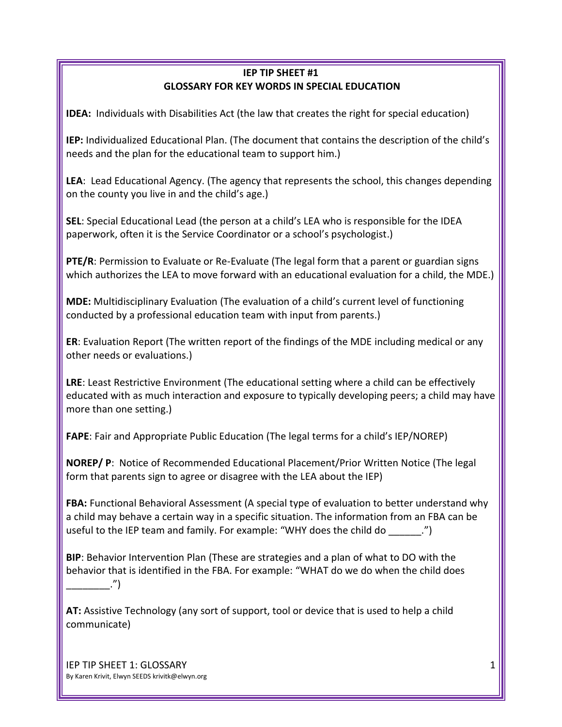**IEP TIP SHEET #1**
**GLOSSARY FOR KEY WORDS IN SPECIAL EDUCATION**

**IDEA:** Individuals with Disabilities Act (the law that creates the right for special education)

**IEP:** Individualized Educational Plan. (The document that contains the description of the child's needs and the plan for the educational team to support him.)

**LEA**: Lead Educational Agency. (The agency that represents the school, this changes depending on the county you live in and the child's age.)

**SEL**: Special Educational Lead (the person at a child's LEA who is responsible for the IDEA paperwork, often it is the Service Coordinator or a school's psychologist.)

**PTE/R**: Permission to Evaluate or Re-Evaluate (The legal form that a parent or guardian signs which authorizes the LEA to move forward with an educational evaluation for a child, the MDE.)

**MDE:** Multidisciplinary Evaluation (The evaluation of a child's current level of functioning conducted by a professional education team with input from parents.)

**ER**: Evaluation Report (The written report of the findings of the MDE including medical or any other needs or evaluations.)

**LRE**: Least Restrictive Environment (The educational setting where a child can be effectively educated with as much interaction and exposure to typically developing peers; a child may have more than one setting.)

**FAPE**: Fair and Appropriate Public Education (The legal terms for a child's IEP/NOREP)

**NOREP/ P**: Notice of Recommended Educational Placement/Prior Written Notice (The legal form that parents sign to agree or disagree with the LEA about the IEP)

**FBA:** Functional Behavioral Assessment (A special type of evaluation to better understand why a child may behave a certain way in a specific situation. The information from an FBA can be useful to the IEP team and family. For example: "WHY does the child do ______.")

**BIP**: Behavior Intervention Plan (These are strategies and a plan of what to DO with the behavior that is identified in the FBA. For example: "WHAT do we do when the child does ________.")

**AT:** Assistive Technology (any sort of support, tool or device that is used to help a child communicate)

IEP TIP SHEET 1: GLOSSARY
By Karen Krivit, Elwyn SEEDS krivitk@elwyn.org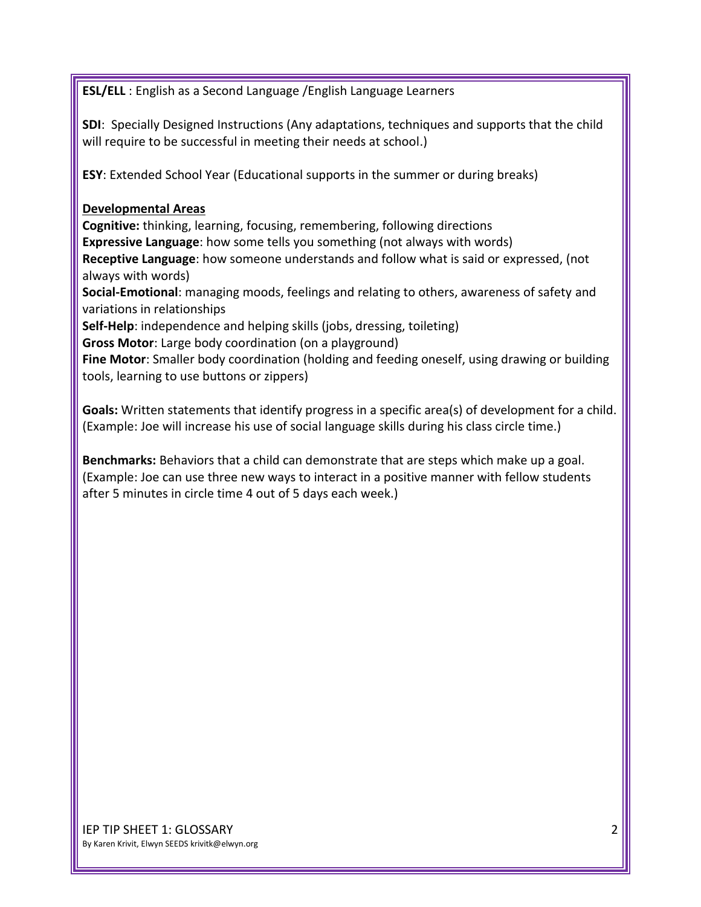**ESL/ELL** : English as a Second Language /English Language Learners

**SDI**: Specially Designed Instructions (Any adaptations, techniques and supports that the child will require to be successful in meeting their needs at school.)

**ESY**: Extended School Year (Educational supports in the summer or during breaks)

**Developmental Areas**

**Cognitive:** thinking, learning, focusing, remembering, following directions
**Expressive Language**: how some tells you something (not always with words)
**Receptive Language**: how someone understands and follow what is said or expressed, (not always with words)
**Social-Emotional**: managing moods, feelings and relating to others, awareness of safety and variations in relationships
**Self-Help**: independence and helping skills (jobs, dressing, toileting)
**Gross Motor**: Large body coordination (on a playground)
**Fine Motor**: Smaller body coordination (holding and feeding oneself, using drawing or building tools, learning to use buttons or zippers)

**Goals:** Written statements that identify progress in a specific area(s) of development for a child. (Example: Joe will increase his use of social language skills during his class circle time.)

**Benchmarks:** Behaviors that a child can demonstrate that are steps which make up a goal. (Example: Joe can use three new ways to interact in a positive manner with fellow students after 5 minutes in circle time 4 out of 5 days each week.)